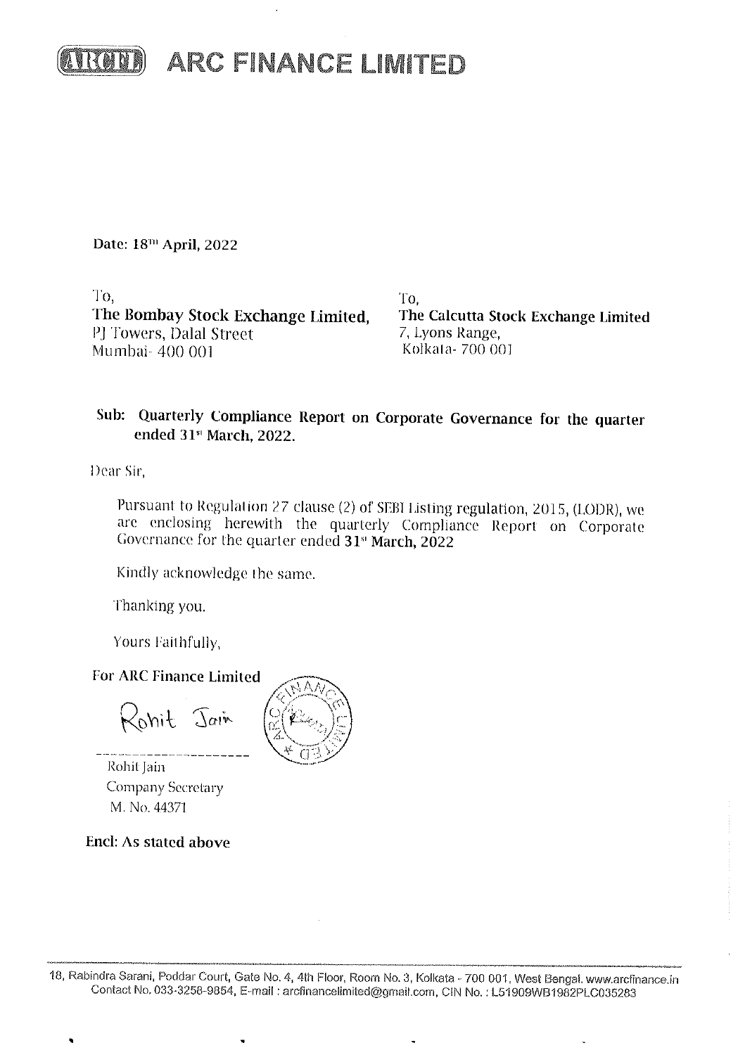# ARC FINANCE LIMITED

Date: 18th April, 2022

To,
**The Bombay Stock Exchange Limited,**
PJ Towers, Dalal Street
Mumbai- 400 001

To,
**The Calcutta Stock Exchange Limited**
7, Lyons Range,
Kolkata- 700 001

**Sub: Quarterly Compliance Report on Corporate Governance for the quarter ended 31st March, 2022.**

Dear Sir,

Pursuant to Regulation 27 clause (2) of SEBI Listing regulation, 2015, (LODR), we are enclosing herewith the quarterly Compliance Report on Corporate Governance for the quarter ended **31st March, 2022**

Kindly acknowledge the same.

Thanking you.

Yours Faithfully,

**For ARC Finance Limited**

Rohit Jain

Rohit Jain
Company Secretary
M. No. 44371

**Encl: As stated above**

18, Rabindra Sarani, Poddar Court, Gate No. 4, 4th Floor, Room No. 3, Kolkata - 700 001, West Bengal. www.arcfinance.in
Contact No. 033-3258-9854, E-mail : arcfinancelimited@gmail.com, CIN No. : L51909WB1982PLC035283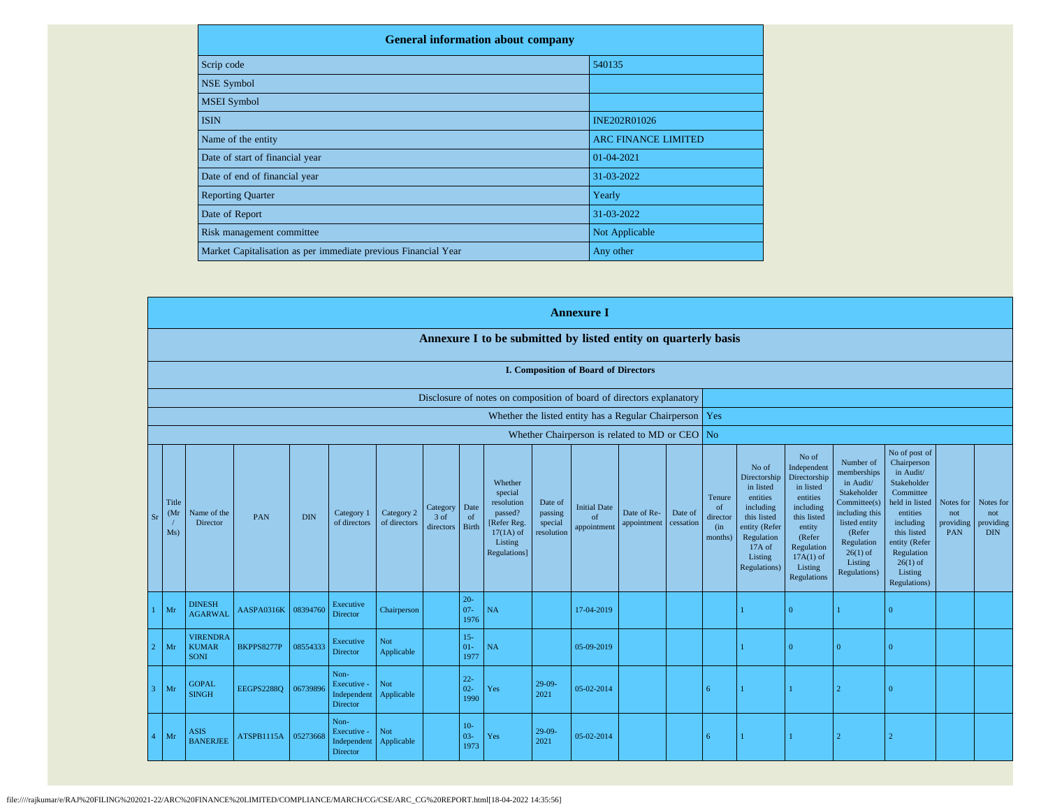| General information about company | |
|---|---|
| Scrip code | 540135 |
| NSE Symbol | |
| MSEI Symbol | |
| ISIN | INE202R01026 |
| Name of the entity | ARC FINANCE LIMITED |
| Date of start of financial year | 01-04-2021 |
| Date of end of financial year | 31-03-2022 |
| Reporting Quarter | Yearly |
| Date of Report | 31-03-2022 |
| Risk management committee | Not Applicable |
| Market Capitalisation as per immediate previous Financial Year | Any other |

## Annexure I

### Annexure I to be submitted by listed entity on quarterly basis

#### I. Composition of Board of Directors

| Disclosure of notes on composition of board of directors explanatory | |
|---|---|
| Whether the listed entity has a Regular Chairperson | Yes |
| Whether Chairperson is related to MD or CEO | No |

| Sr | Title (Mr / Ms) | Name of the Director | PAN | DIN | Category 1 of directors | Category 2 of directors | Category 3 of directors | Date of Birth | Whether special resolution passed? [Refer Reg. 17(1A) of Listing Regulations] | Date of passing special resolution | Initial Date of appointment | Date of Re-appointment | Date of cessation | Tenure of director (in months) | No of Directorship in listed entities including this listed entity (Refer Regulation 17A of Listing Regulations) | No of Independent Directorship in listed entities including this listed entity (Refer Regulation 17A(1) of Listing Regulations | Number of memberships in Audit/ Stakeholder Committee(s) including this listed entity (Refer Regulation 26(1) of Listing Regulations) | No of post of Chairperson in Audit/ Stakeholder Committee held in listed entities including this listed entity (Refer Regulation 26(1) of Listing Regulations) | Notes for not providing PAN | Notes for not providing DIN |
|---|---|---|---|---|---|---|---|---|---|---|---|---|---|---|---|---|---|---|---|---|
| 1 | Mr | DINESH AGARWAL | AASPA0316K | 08394760 | Executive Director | Chairperson | | 20-07-1976 | NA | | 17-04-2019 | | | | 1 | 0 | 1 | 0 | | |
| 2 | Mr | VIRENDRA KUMAR SONI | BKPPS8277P | 08554333 | Executive Director | Not Applicable | | 15-01-1977 | NA | | 05-09-2019 | | | | 1 | 0 | 0 | 0 | | |
| 3 | Mr | GOPAL SINGH | EEGPS2288Q | 06739896 | Non-Executive - Independent Director | Not Applicable | | 22-02-1990 | Yes | 29-09-2021 | 05-02-2014 | | | 6 | 1 | 1 | 2 | 0 | | |
| 4 | Mr | ASIS BANERJEE | ATSPB1115A | 05273668 | Non-Executive - Independent Director | Not Applicable | | 10-03-1973 | Yes | 29-09-2021 | 05-02-2014 | | | 6 | 1 | 1 | 2 | 2 | | |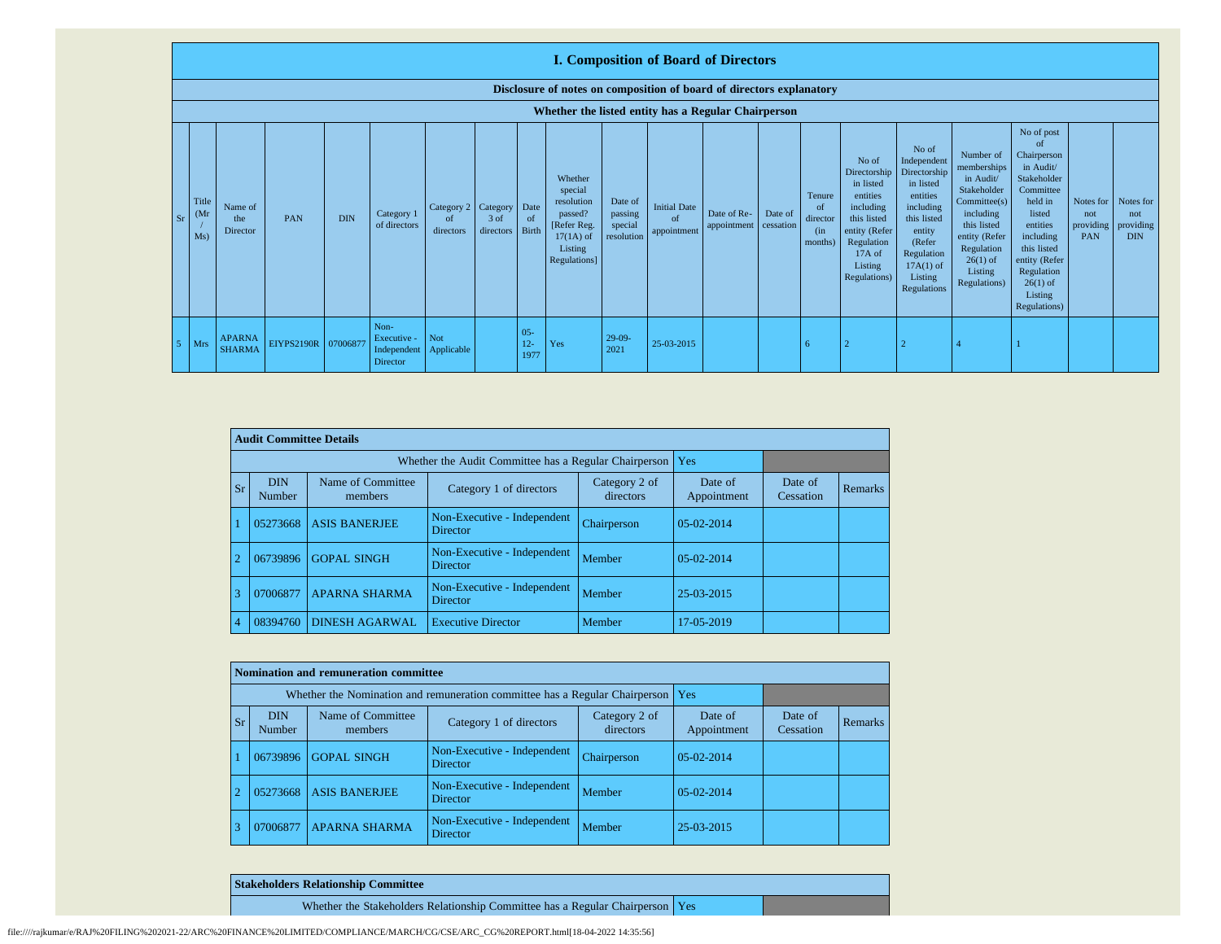# I. Composition of Board of Directors

## Disclosure of notes on composition of board of directors explanatory

### Whether the listed entity has a Regular Chairperson

| Sr | Title (Mr / Ms) | Name of the Director | PAN | DIN | Category 1 of directors | Category 2 of directors | Category 3 of directors | Date of Birth | Whether special resolution passed? [Refer Reg. 17(1A) of Listing Regulations] | Date of passing special resolution | Initial Date of appointment | Date of Re-appointment | Date of cessation | Tenure of director (in months) | No of Directorship in listed entities including this listed entity (Refer Regulation 17A of Listing Regulations) | No of Independent Directorship in listed entities including this listed entity (Refer Regulation 17A(1) of Listing Regulations | Number of memberships in Audit/ Stakeholder Committee(s) including this listed entity (Refer Regulation 26(1) of Listing Regulations) | No of post of Chairperson in Audit/ Stakeholder Committee held in listed entities including this listed entity (Refer Regulation 26(1) of Listing Regulations) | Notes for not providing PAN | Notes for not providing DIN |
|---|---|---|---|---|---|---|---|---|---|---|---|---|---|---|---|---|---|---|---|---|
| 5 | Mrs | APARNA SHARMA | EIYPS2190R | 07006877 | Non-Executive - Independent Director | Not Applicable | | 05-12-1977 | Yes | 29-09-2021 | 25-03-2015 | | | 6 | 2 | 2 | 4 | 1 | | |

**Audit Committee Details**

Whether the Audit Committee has a Regular Chairperson: Yes

| Sr | DIN Number | Name of Committee members | Category 1 of directors | Category 2 of directors | Date of Appointment | Date of Cessation | Remarks |
|---|---|---|---|---|---|---|---|
| 1 | 05273668 | ASIS BANERJEE | Non-Executive - Independent Director | Chairperson | 05-02-2014 | | |
| 2 | 06739896 | GOPAL SINGH | Non-Executive - Independent Director | Member | 05-02-2014 | | |
| 3 | 07006877 | APARNA SHARMA | Non-Executive - Independent Director | Member | 25-03-2015 | | |
| 4 | 08394760 | DINESH AGARWAL | Executive Director | Member | 17-05-2019 | | |

**Nomination and remuneration committee**

Whether the Nomination and remuneration committee has a Regular Chairperson: Yes

| Sr | DIN Number | Name of Committee members | Category 1 of directors | Category 2 of directors | Date of Appointment | Date of Cessation | Remarks |
|---|---|---|---|---|---|---|---|
| 1 | 06739896 | GOPAL SINGH | Non-Executive - Independent Director | Chairperson | 05-02-2014 | | |
| 2 | 05273668 | ASIS BANERJEE | Non-Executive - Independent Director | Member | 05-02-2014 | | |
| 3 | 07006877 | APARNA SHARMA | Non-Executive - Independent Director | Member | 25-03-2015 | | |

**Stakeholders Relationship Committee**

Whether the Stakeholders Relationship Committee has a Regular Chairperson: Yes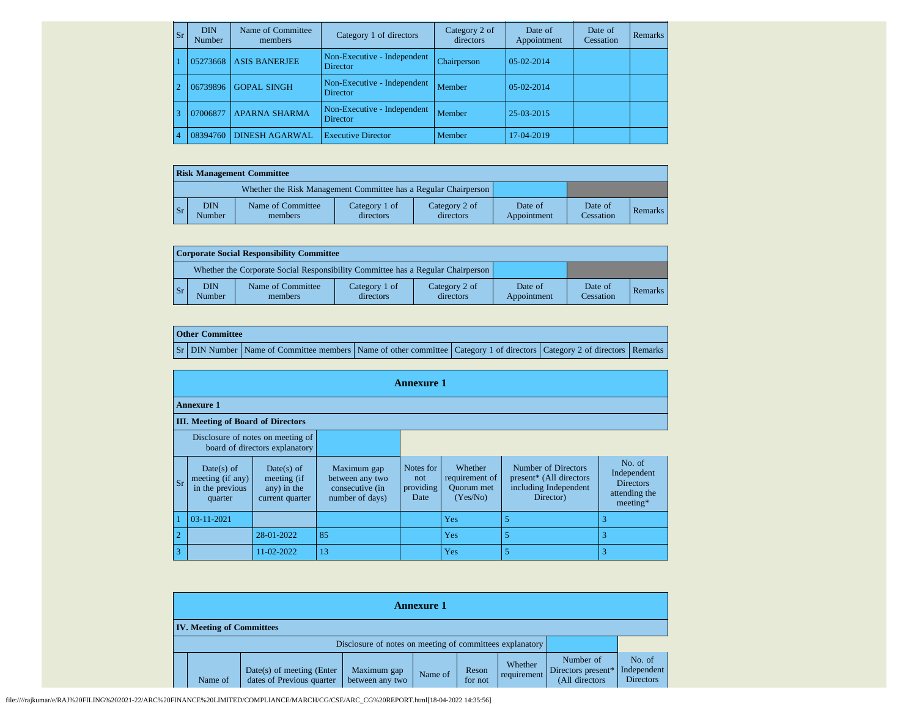| Sr | DIN Number | Name of Committee members | Category 1 of directors | Category 2 of directors | Date of Appointment | Date of Cessation | Remarks |
|---|---|---|---|---|---|---|---|
| 1 | 05273668 | ASIS BANERJEE | Non-Executive - Independent Director | Chairperson | 05-02-2014 | | |
| 2 | 06739896 | GOPAL SINGH | Non-Executive - Independent Director | Member | 05-02-2014 | | |
| 3 | 07006877 | APARNA SHARMA | Non-Executive - Independent Director | Member | 25-03-2015 | | |
| 4 | 08394760 | DINESH AGARWAL | Executive Director | Member | 17-04-2019 | | |

**Risk Management Committee**

| Whether the Risk Management Committee has a Regular Chairperson | | | | | | | |
|---|---|---|---|---|---|---|---|
| Sr | DIN Number | Name of Committee members | Category 1 of directors | Category 2 of directors | Date of Appointment | Date of Cessation | Remarks |

**Corporate Social Responsibility Committee**

| Whether the Corporate Social Responsibility Committee has a Regular Chairperson | | | | | | | |
|---|---|---|---|---|---|---|---|
| Sr | DIN Number | Name of Committee members | Category 1 of directors | Category 2 of directors | Date of Appointment | Date of Cessation | Remarks |

**Other Committee**

| Sr | DIN Number | Name of Committee members | Name of other committee | Category 1 of directors | Category 2 of directors | Remarks |
|---|---|---|---|---|---|---|

## Annexure 1

**Annexure 1**

**III. Meeting of Board of Directors**

Disclosure of notes on meeting of board of directors explanatory

| Sr | Date(s) of meeting (if any) in the previous quarter | Date(s) of meeting (if any) in the current quarter | Maximum gap between any two consecutive (in number of days) | Notes for not providing Date | Whether requirement of Quorum met (Yes/No) | Number of Directors present* (All directors including Independent Director) | No. of Independent Directors attending the meeting* |
|---|---|---|---|---|---|---|---|
| 1 | 03-11-2021 | | | | Yes | 5 | 3 |
| 2 | | 28-01-2022 | 85 | | Yes | 5 | 3 |
| 3 | | 11-02-2022 | 13 | | Yes | 5 | 3 |

## Annexure 1

**IV. Meeting of Committees**

Disclosure of notes on meeting of committees explanatory

| | Name of | Date(s) of meeting (Enter dates of Previous quarter | Maximum gap between any two | Name of | Reson for not | Whether requirement | Number of Directors present* (All directors | No. of Independent Directors |
|---|---|---|---|---|---|---|---|---|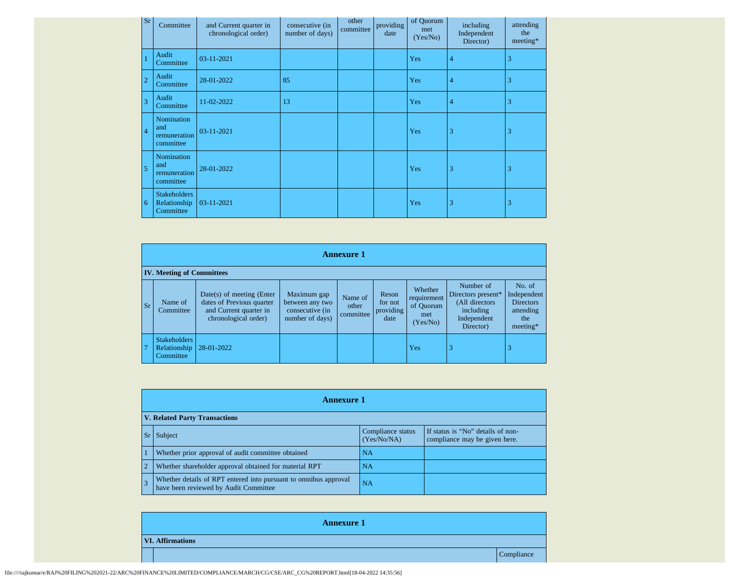| Sr | Name of Committee | Date(s) of meeting (Enter dates of Previous quarter and Current quarter in chronological order) | Maximum gap between any two consecutive (in number of days) | Name of other committee | Reson for not providing date | Whether requirement of Quorum met (Yes/No) | Number of Directors present* (All directors including Independent Director) | No. of Independent Directors attending the meeting* |
|---|---|---|---|---|---|---|---|---|
| 1 | Audit Committee | 03-11-2021 | | | | Yes | 4 | 3 |
| 2 | Audit Committee | 28-01-2022 | 85 | | | Yes | 4 | 3 |
| 3 | Audit Committee | 11-02-2022 | 13 | | | Yes | 4 | 3 |
| 4 | Nomination and remuneration committee | 03-11-2021 | | | | Yes | 3 | 3 |
| 5 | Nomination and remuneration committee | 28-01-2022 | | | | Yes | 3 | 3 |
| 6 | Stakeholders Relationship Committee | 03-11-2021 | | | | Yes | 3 | 3 |

**Annexure 1**

**IV. Meeting of Committees**

| Sr | Name of Committee | Date(s) of meeting (Enter dates of Previous quarter and Current quarter in chronological order) | Maximum gap between any two consecutive (in number of days) | Name of other committee | Reson for not providing date | Whether requirement of Quorum met (Yes/No) | Number of Directors present* (All directors including Independent Director) | No. of Independent Directors attending the meeting* |
|---|---|---|---|---|---|---|---|---|
| 7 | Stakeholders Relationship Committee | 28-01-2022 | | | | Yes | 3 | 3 |

**Annexure 1**

**V. Related Party Transactions**

| Sr | Subject | Compliance status (Yes/No/NA) | If status is "No" details of non-compliance may be given here. |
|---|---|---|---|
| 1 | Whether prior approval of audit committee obtained | NA | |
| 2 | Whether shareholder approval obtained for material RPT | NA | |
| 3 | Whether details of RPT entered into pursuant to omnibus approval have been reviewed by Audit Committee | NA | |

**Annexure 1**

**VI. Affirmations**

| | | Compliance |
|---|---|---|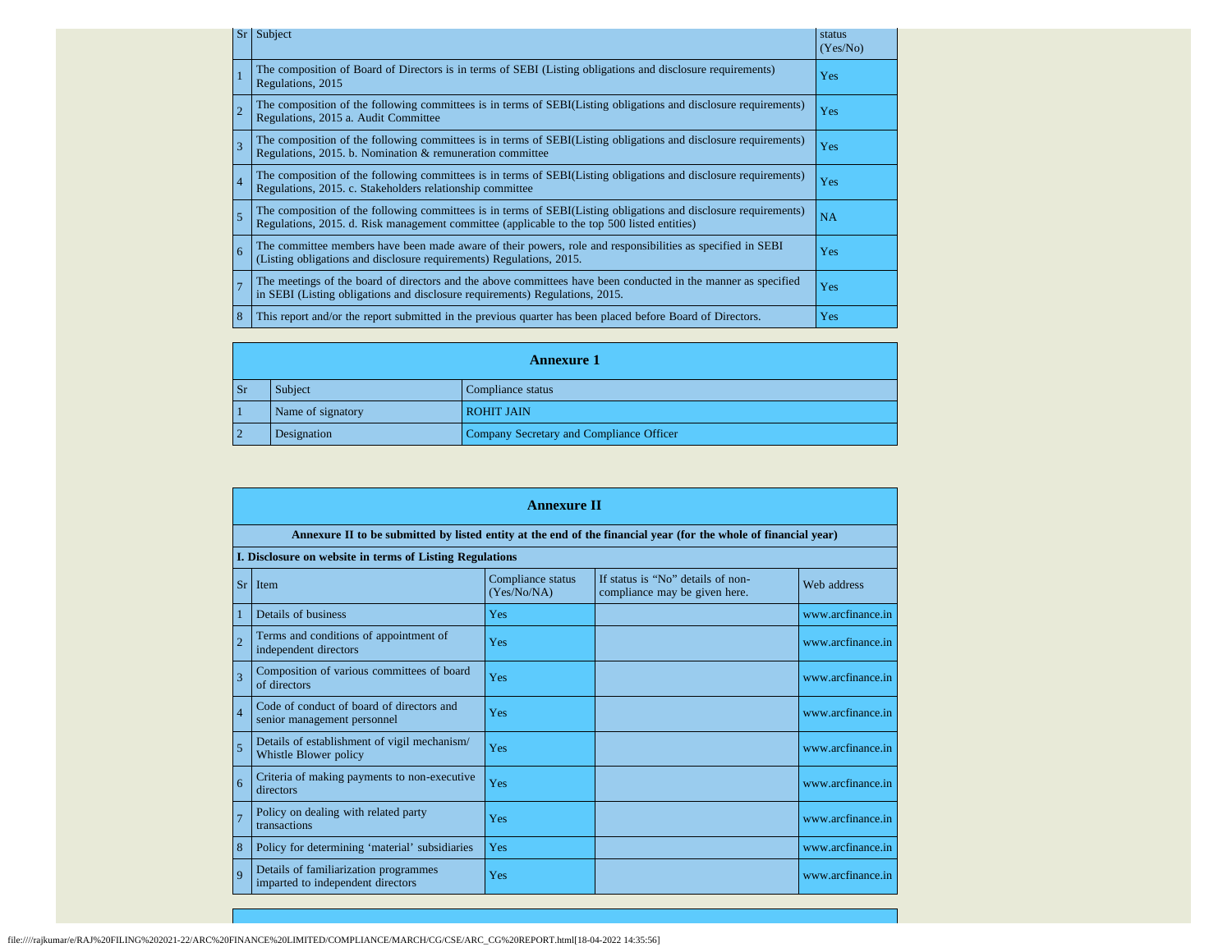| Sr | Subject | status (Yes/No) |
|---|---|---|
| 1 | The composition of Board of Directors is in terms of SEBI (Listing obligations and disclosure requirements) Regulations, 2015 | Yes |
| 2 | The composition of the following committees is in terms of SEBI(Listing obligations and disclosure requirements) Regulations, 2015 a. Audit Committee | Yes |
| 3 | The composition of the following committees is in terms of SEBI(Listing obligations and disclosure requirements) Regulations, 2015. b. Nomination & remuneration committee | Yes |
| 4 | The composition of the following committees is in terms of SEBI(Listing obligations and disclosure requirements) Regulations, 2015. c. Stakeholders relationship committee | Yes |
| 5 | The composition of the following committees is in terms of SEBI(Listing obligations and disclosure requirements) Regulations, 2015. d. Risk management committee (applicable to the top 500 listed entities) | NA |
| 6 | The committee members have been made aware of their powers, role and responsibilities as specified in SEBI (Listing obligations and disclosure requirements) Regulations, 2015. | Yes |
| 7 | The meetings of the board of directors and the above committees have been conducted in the manner as specified in SEBI (Listing obligations and disclosure requirements) Regulations, 2015. | Yes |
| 8 | This report and/or the report submitted in the previous quarter has been placed before Board of Directors. | Yes |

## Annexure 1

| Sr | Subject | Compliance status |
|---|---|---|
| 1 | Name of signatory | ROHIT JAIN |
| 2 | Designation | Company Secretary and Compliance Officer |

## Annexure II

**Annexure II to be submitted by listed entity at the end of the financial year (for the whole of financial year)**

**I. Disclosure on website in terms of Listing Regulations**

| Sr | Item | Compliance status (Yes/No/NA) | If status is "No" details of non-compliance may be given here. | Web address |
|---|---|---|---|---|
| 1 | Details of business | Yes | | www.arcfinance.in |
| 2 | Terms and conditions of appointment of independent directors | Yes | | www.arcfinance.in |
| 3 | Composition of various committees of board of directors | Yes | | www.arcfinance.in |
| 4 | Code of conduct of board of directors and senior management personnel | Yes | | www.arcfinance.in |
| 5 | Details of establishment of vigil mechanism/ Whistle Blower policy | Yes | | www.arcfinance.in |
| 6 | Criteria of making payments to non-executive directors | Yes | | www.arcfinance.in |
| 7 | Policy on dealing with related party transactions | Yes | | www.arcfinance.in |
| 8 | Policy for determining 'material' subsidiaries | Yes | | www.arcfinance.in |
| 9 | Details of familiarization programmes imparted to independent directors | Yes | | www.arcfinance.in |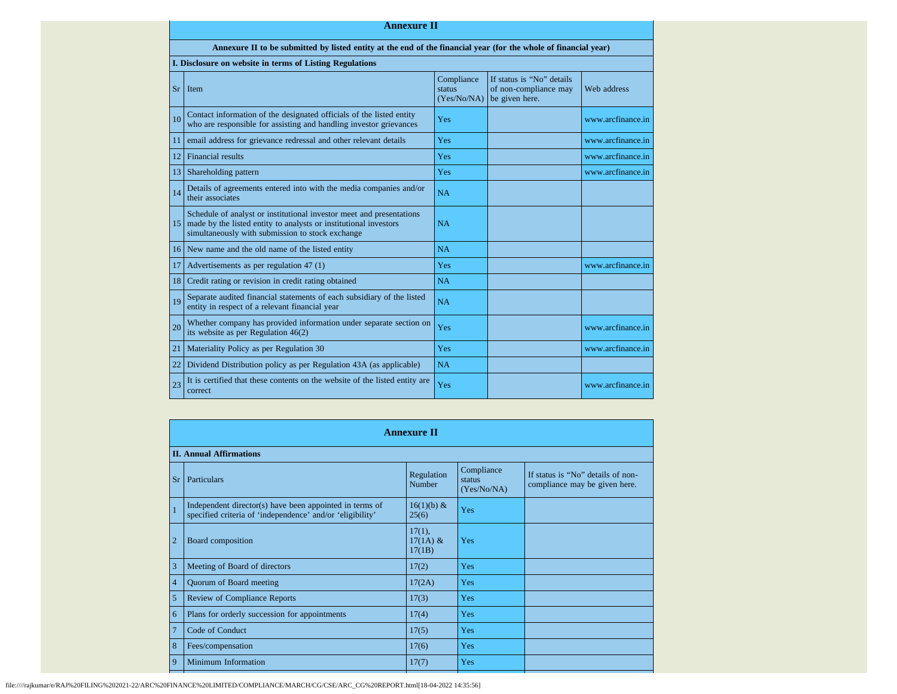## Annexure II

**Annexure II to be submitted by listed entity at the end of the financial year (for the whole of financial year)**

**I. Disclosure on website in terms of Listing Regulations**

| Sr | Item | Compliance status (Yes/No/NA) | If status is "No" details of non-compliance may be given here. | Web address |
|---|---|---|---|---|
| 10 | Contact information of the designated officials of the listed entity who are responsible for assisting and handling investor grievances | Yes | | www.arcfinance.in |
| 11 | email address for grievance redressal and other relevant details | Yes | | www.arcfinance.in |
| 12 | Financial results | Yes | | www.arcfinance.in |
| 13 | Shareholding pattern | Yes | | www.arcfinance.in |
| 14 | Details of agreements entered into with the media companies and/or their associates | NA | | |
| 15 | Schedule of analyst or institutional investor meet and presentations made by the listed entity to analysts or institutional investors simultaneously with submission to stock exchange | NA | | |
| 16 | New name and the old name of the listed entity | NA | | |
| 17 | Advertisements as per regulation 47 (1) | Yes | | www.arcfinance.in |
| 18 | Credit rating or revision in credit rating obtained | NA | | |
| 19 | Separate audited financial statements of each subsidiary of the listed entity in respect of a relevant financial year | NA | | |
| 20 | Whether company has provided information under separate section on its website as per Regulation 46(2) | Yes | | www.arcfinance.in |
| 21 | Materiality Policy as per Regulation 30 | Yes | | www.arcfinance.in |
| 22 | Dividend Distribution policy as per Regulation 43A (as applicable) | NA | | |
| 23 | It is certified that these contents on the website of the listed entity are correct | Yes | | www.arcfinance.in |

## Annexure II

**II. Annual Affirmations**

| Sr | Particulars | Regulation Number | Compliance status (Yes/No/NA) | If status is "No" details of non-compliance may be given here. |
|---|---|---|---|---|
| 1 | Independent director(s) have been appointed in terms of specified criteria of 'independence' and/or 'eligibility' | 16(1)(b) & 25(6) | Yes | |
| 2 | Board composition | 17(1), 17(1A) & 17(1B) | Yes | |
| 3 | Meeting of Board of directors | 17(2) | Yes | |
| 4 | Quorum of Board meeting | 17(2A) | Yes | |
| 5 | Review of Compliance Reports | 17(3) | Yes | |
| 6 | Plans for orderly succession for appointments | 17(4) | Yes | |
| 7 | Code of Conduct | 17(5) | Yes | |
| 8 | Fees/compensation | 17(6) | Yes | |
| 9 | Minimum Information | 17(7) | Yes | |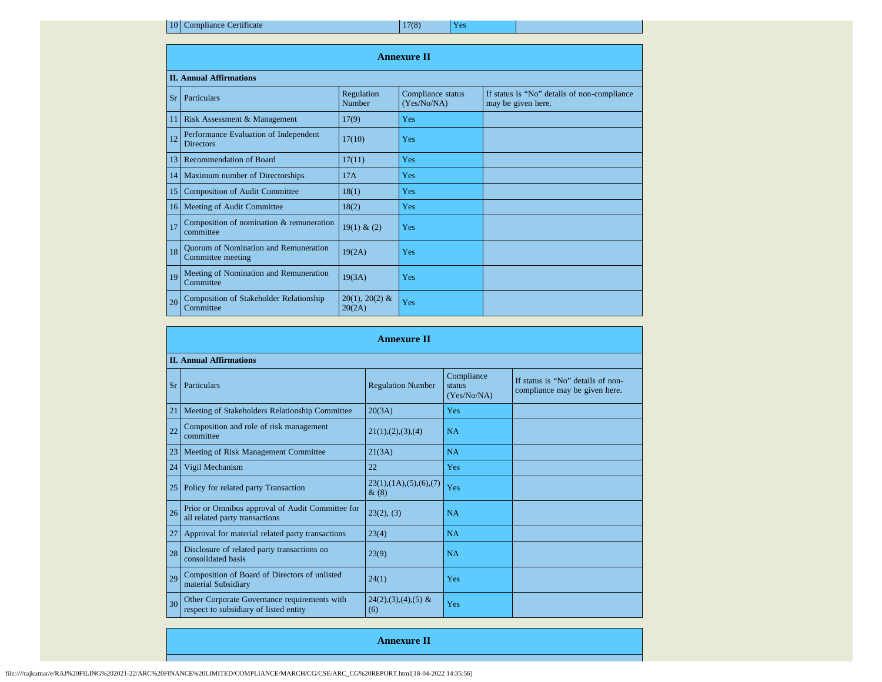| 10 | Compliance Certificate | 17(8) | Yes | |
|---|---|---|---|---|

## Annexure II

**II. Annual Affirmations**

| Sr | Particulars | Regulation Number | Compliance status (Yes/No/NA) | If status is “No” details of non-compliance may be given here. |
|---|---|---|---|---|
| 11 | Risk Assessment & Management | 17(9) | Yes | |
| 12 | Performance Evaluation of Independent Directors | 17(10) | Yes | |
| 13 | Recommendation of Board | 17(11) | Yes | |
| 14 | Maximum number of Directorships | 17A | Yes | |
| 15 | Composition of Audit Committee | 18(1) | Yes | |
| 16 | Meeting of Audit Committee | 18(2) | Yes | |
| 17 | Composition of nomination & remuneration committee | 19(1) & (2) | Yes | |
| 18 | Quorum of Nomination and Remuneration Committee meeting | 19(2A) | Yes | |
| 19 | Meeting of Nomination and Remuneration Committee | 19(3A) | Yes | |
| 20 | Composition of Stakeholder Relationship Committee | 20(1), 20(2) & 20(2A) | Yes | |

## Annexure II

**II. Annual Affirmations**

| Sr | Particulars | Regulation Number | Compliance status (Yes/No/NA) | If status is “No” details of non-compliance may be given here. |
|---|---|---|---|---|
| 21 | Meeting of Stakeholders Relationship Committee | 20(3A) | Yes | |
| 22 | Composition and role of risk management committee | 21(1),(2),(3),(4) | NA | |
| 23 | Meeting of Risk Management Committee | 21(3A) | NA | |
| 24 | Vigil Mechanism | 22 | Yes | |
| 25 | Policy for related party Transaction | 23(1),(1A),(5),(6),(7) & (8) | Yes | |
| 26 | Prior or Omnibus approval of Audit Committee for all related party transactions | 23(2), (3) | NA | |
| 27 | Approval for material related party transactions | 23(4) | NA | |
| 28 | Disclosure of related party transactions on consolidated basis | 23(9) | NA | |
| 29 | Composition of Board of Directors of unlisted material Subsidiary | 24(1) | Yes | |
| 30 | Other Corporate Governance requirements with respect to subsidiary of listed entity | 24(2),(3),(4),(5) & (6) | Yes | |

## Annexure II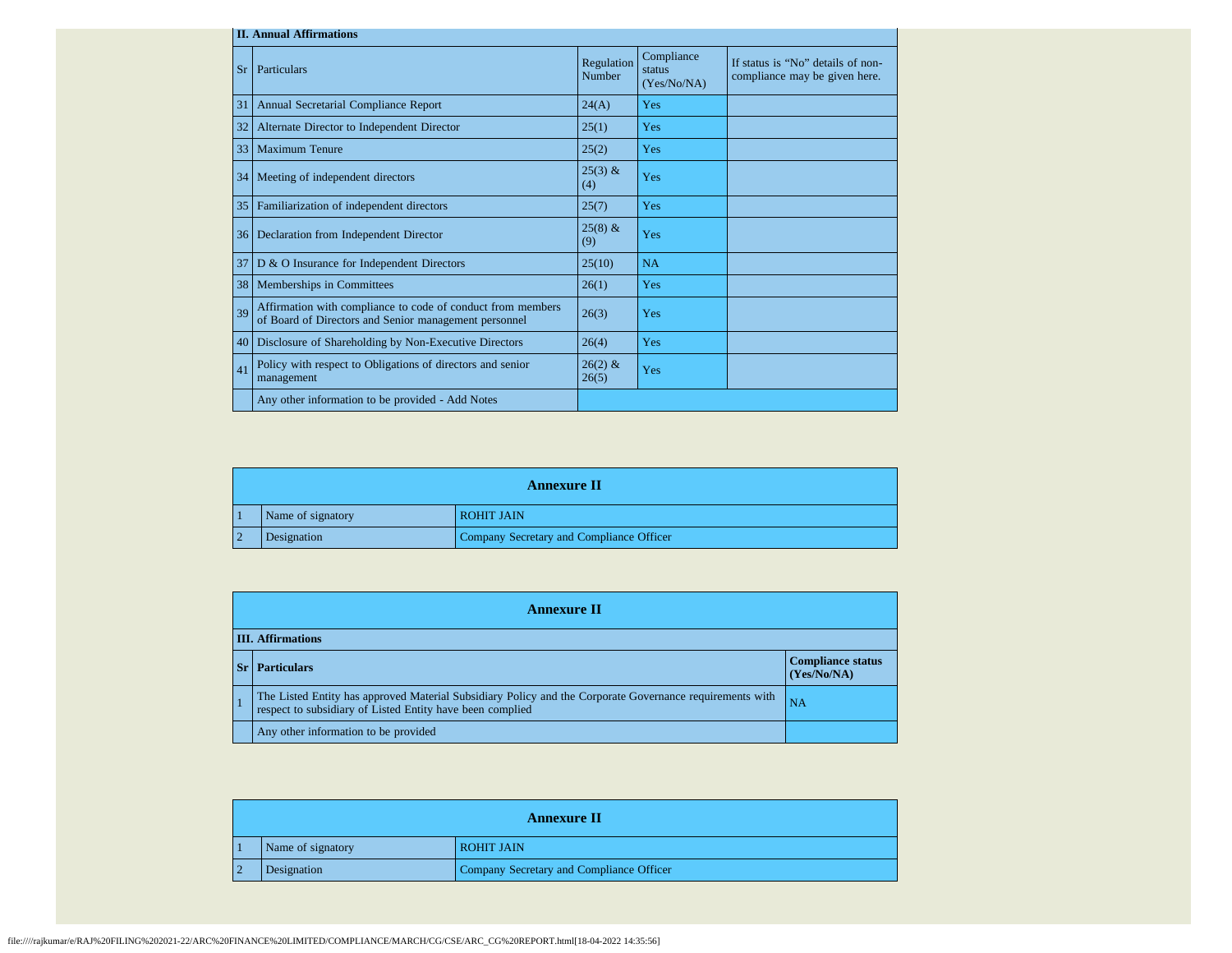| II. Annual Affirmations | | | | |
|---|---|---|---|---|
| Sr | Particulars | Regulation Number | Compliance status (Yes/No/NA) | If status is "No" details of non-compliance may be given here. |
| 31 | Annual Secretarial Compliance Report | 24(A) | Yes | |
| 32 | Alternate Director to Independent Director | 25(1) | Yes | |
| 33 | Maximum Tenure | 25(2) | Yes | |
| 34 | Meeting of independent directors | 25(3) & (4) | Yes | |
| 35 | Familiarization of independent directors | 25(7) | Yes | |
| 36 | Declaration from Independent Director | 25(8) & (9) | Yes | |
| 37 | D & O Insurance for Independent Directors | 25(10) | NA | |
| 38 | Memberships in Committees | 26(1) | Yes | |
| 39 | Affirmation with compliance to code of conduct from members of Board of Directors and Senior management personnel | 26(3) | Yes | |
| 40 | Disclosure of Shareholding by Non-Executive Directors | 26(4) | Yes | |
| 41 | Policy with respect to Obligations of directors and senior management | 26(2) & 26(5) | Yes | |
| | Any other information to be provided - Add Notes | | | |

| Annexure II | | |
|---|---|---|
| 1 | Name of signatory | ROHIT JAIN |
| 2 | Designation | Company Secretary and Compliance Officer |

| Annexure II | | |
|---|---|---|
| **III. Affirmations** | | |
| **Sr** | **Particulars** | **Compliance status (Yes/No/NA)** |
| 1 | The Listed Entity has approved Material Subsidiary Policy and the Corporate Governance requirements with respect to subsidiary of Listed Entity have been complied | NA |
| | Any other information to be provided | |

| Annexure II | | |
|---|---|---|
| 1 | Name of signatory | ROHIT JAIN |
| 2 | Designation | Company Secretary and Compliance Officer |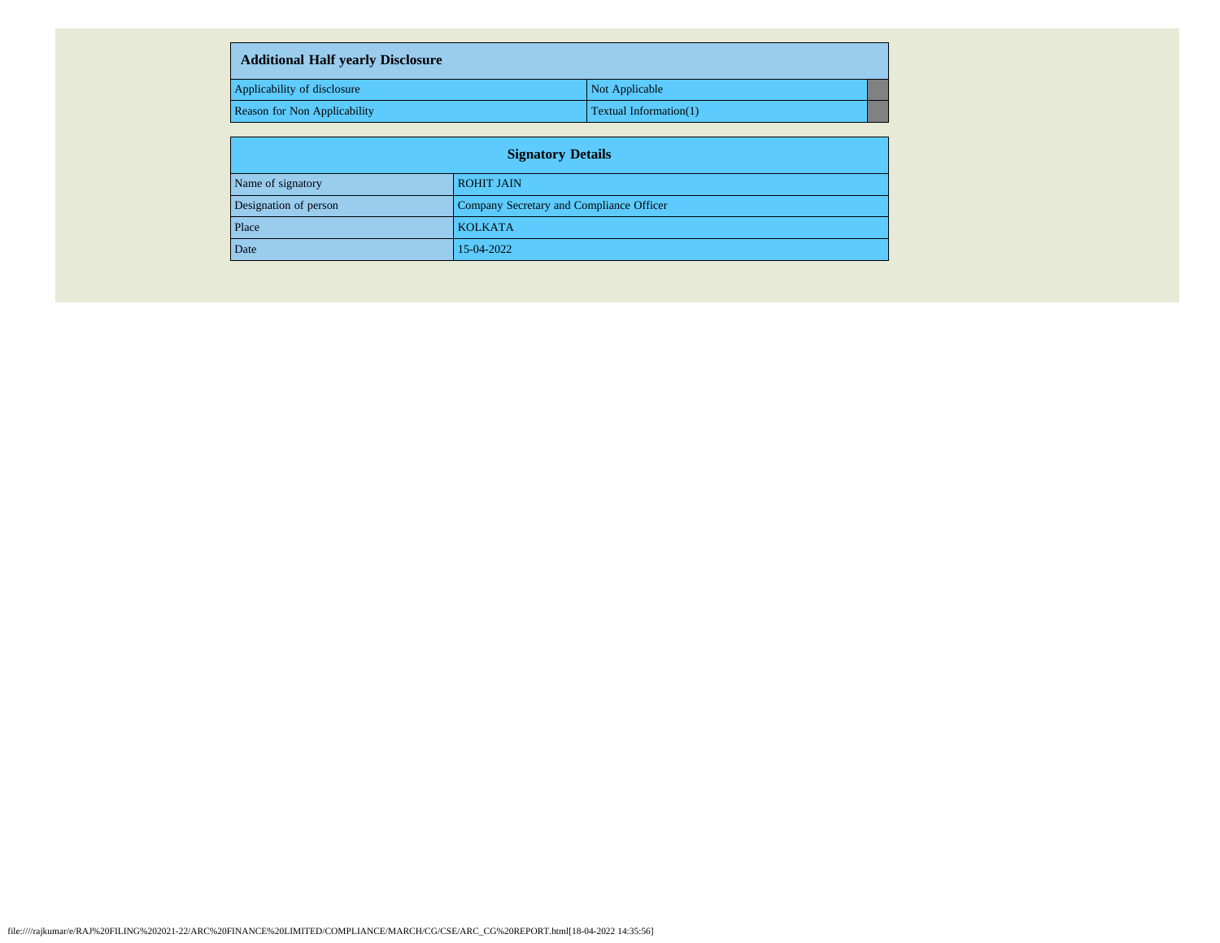| Additional Half yearly Disclosure | | |
| --- | --- | --- |
| Applicability of disclosure | Not Applicable | |
| Reason for Non Applicability | Textual Information(1) | |

| Signatory Details | |
| --- | --- |
| Name of signatory | ROHIT JAIN |
| Designation of person | Company Secretary and Compliance Officer |
| Place | KOLKATA |
| Date | 15-04-2022 |